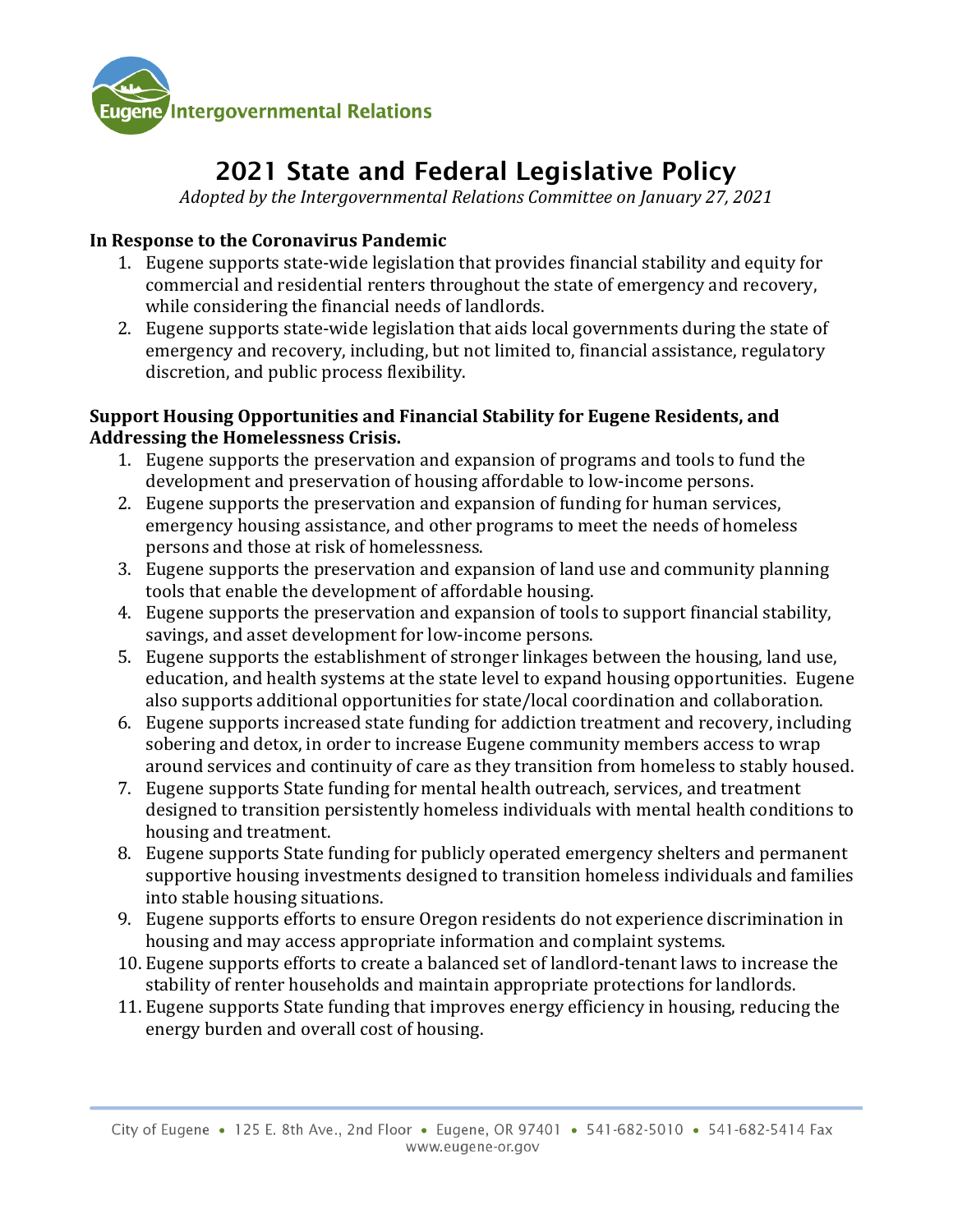Eugene Intergovernmental Relations

# 2021 State and Federal Legislative Policy

*Adopted by the Intergovernmental Relations Committee on January 27, 2021*

**In Response to the Coronavirus Pandemic**

1. Eugene supports state-wide legislation that provides financial stability and equity for commercial and residential renters throughout the state of emergency and recovery, while considering the financial needs of landlords.
2. Eugene supports state-wide legislation that aids local governments during the state of emergency and recovery, including, but not limited to, financial assistance, regulatory discretion, and public process flexibility.

**Support Housing Opportunities and Financial Stability for Eugene Residents, and Addressing the Homelessness Crisis.**

1. Eugene supports the preservation and expansion of programs and tools to fund the development and preservation of housing affordable to low-income persons.
2. Eugene supports the preservation and expansion of funding for human services, emergency housing assistance, and other programs to meet the needs of homeless persons and those at risk of homelessness.
3. Eugene supports the preservation and expansion of land use and community planning tools that enable the development of affordable housing.
4. Eugene supports the preservation and expansion of tools to support financial stability, savings, and asset development for low-income persons.
5. Eugene supports the establishment of stronger linkages between the housing, land use, education, and health systems at the state level to expand housing opportunities. Eugene also supports additional opportunities for state/local coordination and collaboration.
6. Eugene supports increased state funding for addiction treatment and recovery, including sobering and detox, in order to increase Eugene community members access to wrap around services and continuity of care as they transition from homeless to stably housed.
7. Eugene supports State funding for mental health outreach, services, and treatment designed to transition persistently homeless individuals with mental health conditions to housing and treatment.
8. Eugene supports State funding for publicly operated emergency shelters and permanent supportive housing investments designed to transition homeless individuals and families into stable housing situations.
9. Eugene supports efforts to ensure Oregon residents do not experience discrimination in housing and may access appropriate information and complaint systems.
10. Eugene supports efforts to create a balanced set of landlord-tenant laws to increase the stability of renter households and maintain appropriate protections for landlords.
11. Eugene supports State funding that improves energy efficiency in housing, reducing the energy burden and overall cost of housing.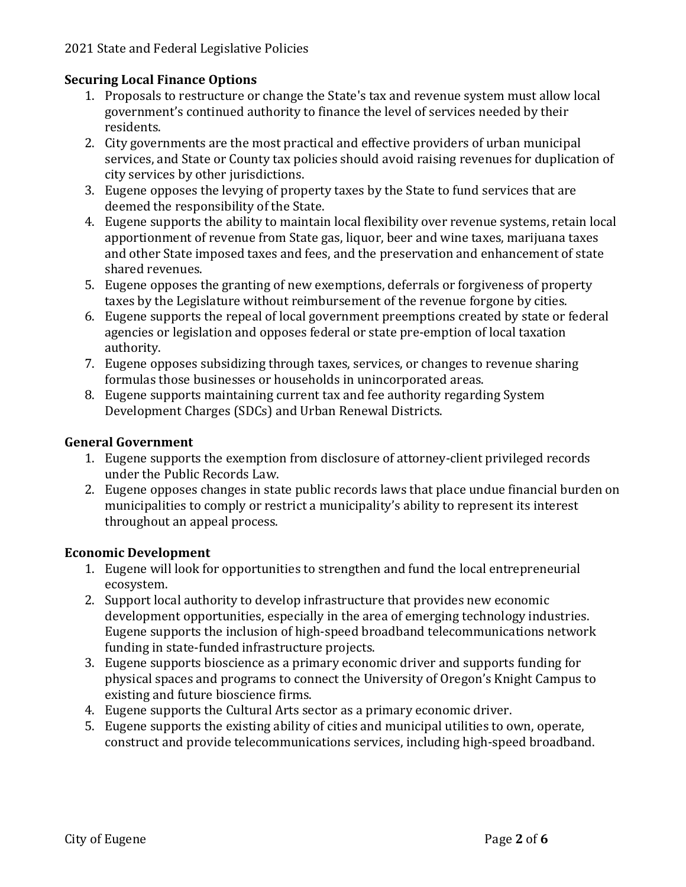**Securing Local Finance Options**

1. Proposals to restructure or change the State's tax and revenue system must allow local government's continued authority to finance the level of services needed by their residents.
2. City governments are the most practical and effective providers of urban municipal services, and State or County tax policies should avoid raising revenues for duplication of city services by other jurisdictions.
3. Eugene opposes the levying of property taxes by the State to fund services that are deemed the responsibility of the State.
4. Eugene supports the ability to maintain local flexibility over revenue systems, retain local apportionment of revenue from State gas, liquor, beer and wine taxes, marijuana taxes and other State imposed taxes and fees, and the preservation and enhancement of state shared revenues.
5. Eugene opposes the granting of new exemptions, deferrals or forgiveness of property taxes by the Legislature without reimbursement of the revenue forgone by cities.
6. Eugene supports the repeal of local government preemptions created by state or federal agencies or legislation and opposes federal or state pre-emption of local taxation authority.
7. Eugene opposes subsidizing through taxes, services, or changes to revenue sharing formulas those businesses or households in unincorporated areas.
8. Eugene supports maintaining current tax and fee authority regarding System Development Charges (SDCs) and Urban Renewal Districts.

**General Government**

1. Eugene supports the exemption from disclosure of attorney-client privileged records under the Public Records Law.
2. Eugene opposes changes in state public records laws that place undue financial burden on municipalities to comply or restrict a municipality's ability to represent its interest throughout an appeal process.

**Economic Development**

1. Eugene will look for opportunities to strengthen and fund the local entrepreneurial ecosystem.
2. Support local authority to develop infrastructure that provides new economic development opportunities, especially in the area of emerging technology industries. Eugene supports the inclusion of high-speed broadband telecommunications network funding in state-funded infrastructure projects.
3. Eugene supports bioscience as a primary economic driver and supports funding for physical spaces and programs to connect the University of Oregon's Knight Campus to existing and future bioscience firms.
4. Eugene supports the Cultural Arts sector as a primary economic driver.
5. Eugene supports the existing ability of cities and municipal utilities to own, operate, construct and provide telecommunications services, including high-speed broadband.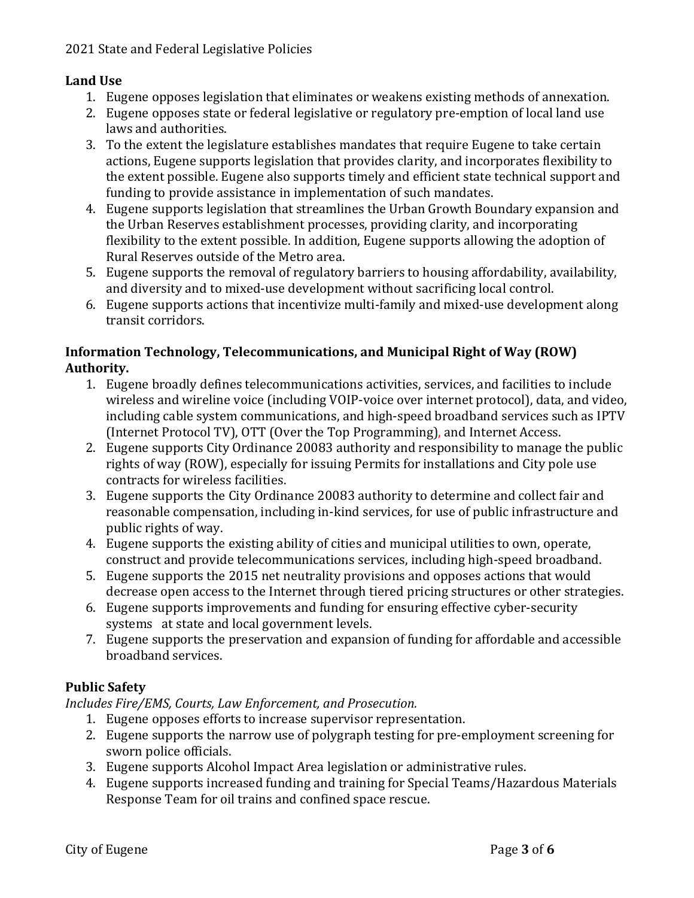**Land Use**

1. Eugene opposes legislation that eliminates or weakens existing methods of annexation.
2. Eugene opposes state or federal legislative or regulatory pre-emption of local land use laws and authorities.
3. To the extent the legislature establishes mandates that require Eugene to take certain actions, Eugene supports legislation that provides clarity, and incorporates flexibility to the extent possible. Eugene also supports timely and efficient state technical support and funding to provide assistance in implementation of such mandates.
4. Eugene supports legislation that streamlines the Urban Growth Boundary expansion and the Urban Reserves establishment processes, providing clarity, and incorporating flexibility to the extent possible. In addition, Eugene supports allowing the adoption of Rural Reserves outside of the Metro area.
5. Eugene supports the removal of regulatory barriers to housing affordability, availability, and diversity and to mixed-use development without sacrificing local control.
6. Eugene supports actions that incentivize multi-family and mixed-use development along transit corridors.

**Information Technology, Telecommunications, and Municipal Right of Way (ROW) Authority.**

1. Eugene broadly defines telecommunications activities, services, and facilities to include wireless and wireline voice (including VOIP-voice over internet protocol), data, and video, including cable system communications, and high-speed broadband services such as IPTV (Internet Protocol TV), OTT (Over the Top Programming), and Internet Access.
2. Eugene supports City Ordinance 20083 authority and responsibility to manage the public rights of way (ROW), especially for issuing Permits for installations and City pole use contracts for wireless facilities.
3. Eugene supports the City Ordinance 20083 authority to determine and collect fair and reasonable compensation, including in-kind services, for use of public infrastructure and public rights of way.
4. Eugene supports the existing ability of cities and municipal utilities to own, operate, construct and provide telecommunications services, including high-speed broadband.
5. Eugene supports the 2015 net neutrality provisions and opposes actions that would decrease open access to the Internet through tiered pricing structures or other strategies.
6. Eugene supports improvements and funding for ensuring effective cyber-security systems at state and local government levels.
7. Eugene supports the preservation and expansion of funding for affordable and accessible broadband services.

**Public Safety**

*Includes Fire/EMS, Courts, Law Enforcement, and Prosecution.*

1. Eugene opposes efforts to increase supervisor representation.
2. Eugene supports the narrow use of polygraph testing for pre-employment screening for sworn police officials.
3. Eugene supports Alcohol Impact Area legislation or administrative rules.
4. Eugene supports increased funding and training for Special Teams/Hazardous Materials Response Team for oil trains and confined space rescue.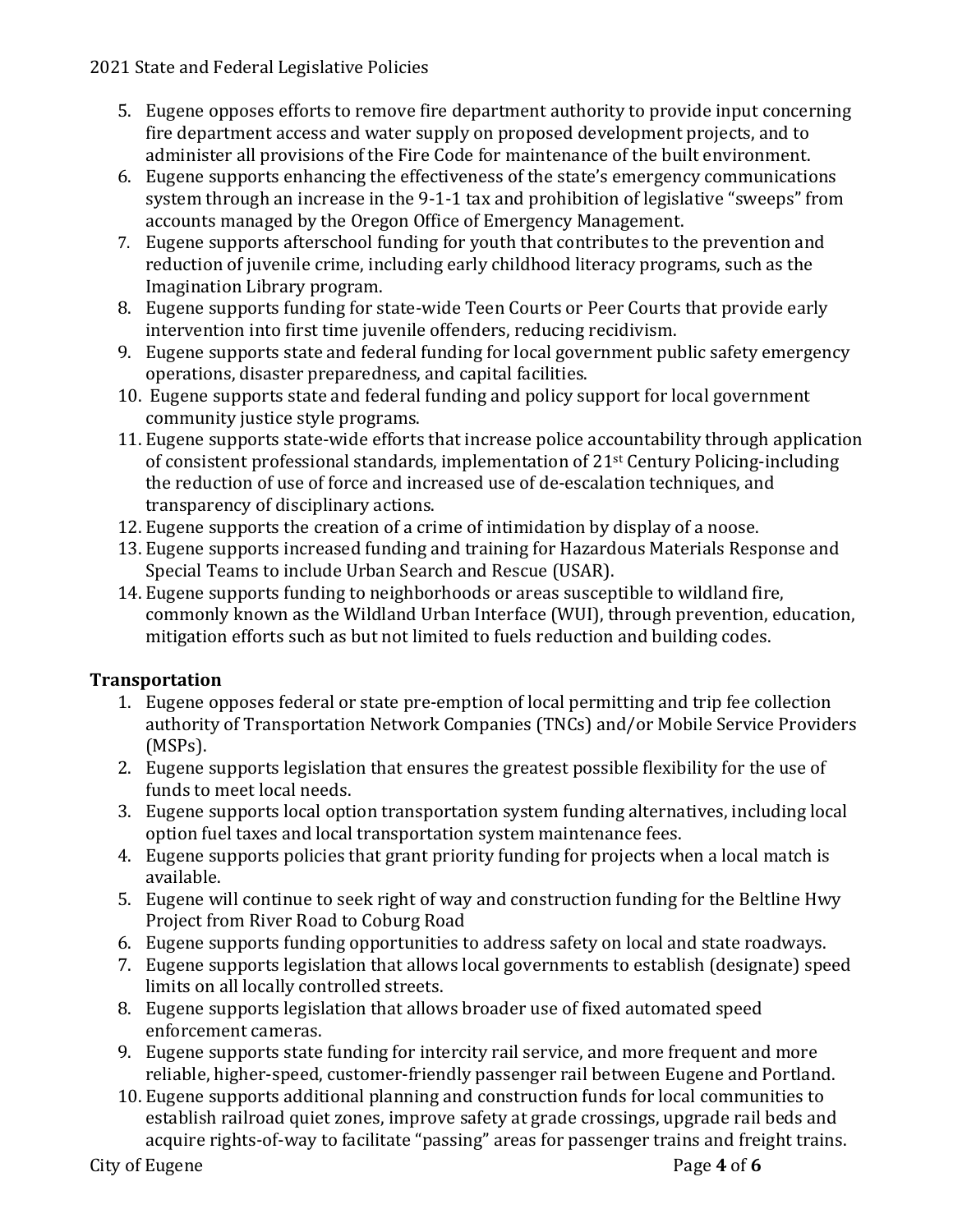5. Eugene opposes efforts to remove fire department authority to provide input concerning fire department access and water supply on proposed development projects, and to administer all provisions of the Fire Code for maintenance of the built environment.
6. Eugene supports enhancing the effectiveness of the state's emergency communications system through an increase in the 9-1-1 tax and prohibition of legislative "sweeps" from accounts managed by the Oregon Office of Emergency Management.
7. Eugene supports afterschool funding for youth that contributes to the prevention and reduction of juvenile crime, including early childhood literacy programs, such as the Imagination Library program.
8. Eugene supports funding for state-wide Teen Courts or Peer Courts that provide early intervention into first time juvenile offenders, reducing recidivism.
9. Eugene supports state and federal funding for local government public safety emergency operations, disaster preparedness, and capital facilities.
10. Eugene supports state and federal funding and policy support for local government community justice style programs.
11. Eugene supports state-wide efforts that increase police accountability through application of consistent professional standards, implementation of 21st Century Policing-including the reduction of use of force and increased use of de-escalation techniques, and transparency of disciplinary actions.
12. Eugene supports the creation of a crime of intimidation by display of a noose.
13. Eugene supports increased funding and training for Hazardous Materials Response and Special Teams to include Urban Search and Rescue (USAR).
14. Eugene supports funding to neighborhoods or areas susceptible to wildland fire, commonly known as the Wildland Urban Interface (WUI), through prevention, education, mitigation efforts such as but not limited to fuels reduction and building codes.

## Transportation

1. Eugene opposes federal or state pre-emption of local permitting and trip fee collection authority of Transportation Network Companies (TNCs) and/or Mobile Service Providers (MSPs).
2. Eugene supports legislation that ensures the greatest possible flexibility for the use of funds to meet local needs.
3. Eugene supports local option transportation system funding alternatives, including local option fuel taxes and local transportation system maintenance fees.
4. Eugene supports policies that grant priority funding for projects when a local match is available.
5. Eugene will continue to seek right of way and construction funding for the Beltline Hwy Project from River Road to Coburg Road
6. Eugene supports funding opportunities to address safety on local and state roadways.
7. Eugene supports legislation that allows local governments to establish (designate) speed limits on all locally controlled streets.
8. Eugene supports legislation that allows broader use of fixed automated speed enforcement cameras.
9. Eugene supports state funding for intercity rail service, and more frequent and more reliable, higher-speed, customer-friendly passenger rail between Eugene and Portland.
10. Eugene supports additional planning and construction funds for local communities to establish railroad quiet zones, improve safety at grade crossings, upgrade rail beds and acquire rights-of-way to facilitate "passing" areas for passenger trains and freight trains.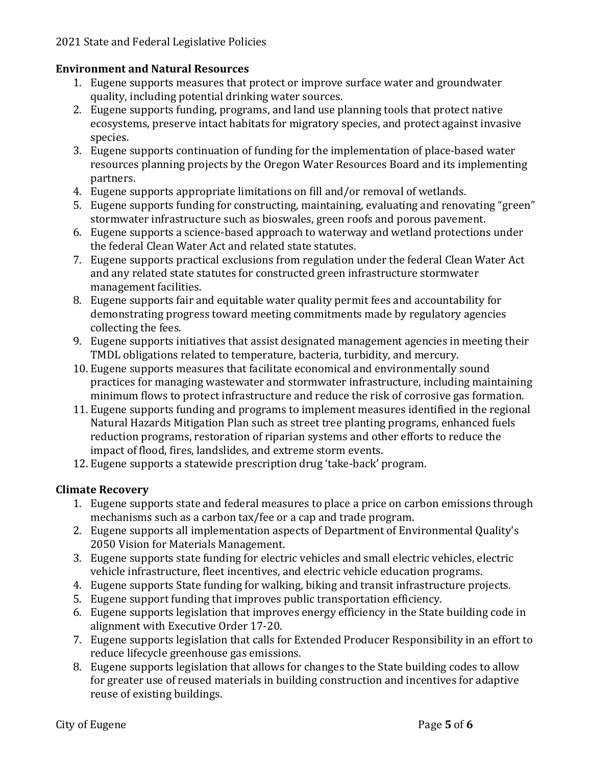## Environment and Natural Resources

1. Eugene supports measures that protect or improve surface water and groundwater quality, including potential drinking water sources.
2. Eugene supports funding, programs, and land use planning tools that protect native ecosystems, preserve intact habitats for migratory species, and protect against invasive species.
3. Eugene supports continuation of funding for the implementation of place-based water resources planning projects by the Oregon Water Resources Board and its implementing partners.
4. Eugene supports appropriate limitations on fill and/or removal of wetlands.
5. Eugene supports funding for constructing, maintaining, evaluating and renovating “green” stormwater infrastructure such as bioswales, green roofs and porous pavement.
6. Eugene supports a science-based approach to waterway and wetland protections under the federal Clean Water Act and related state statutes.
7. Eugene supports practical exclusions from regulation under the federal Clean Water Act and any related state statutes for constructed green infrastructure stormwater management facilities.
8. Eugene supports fair and equitable water quality permit fees and accountability for demonstrating progress toward meeting commitments made by regulatory agencies collecting the fees.
9. Eugene supports initiatives that assist designated management agencies in meeting their TMDL obligations related to temperature, bacteria, turbidity, and mercury.
10. Eugene supports measures that facilitate economical and environmentally sound practices for managing wastewater and stormwater infrastructure, including maintaining minimum flows to protect infrastructure and reduce the risk of corrosive gas formation.
11. Eugene supports funding and programs to implement measures identified in the regional Natural Hazards Mitigation Plan such as street tree planting programs, enhanced fuels reduction programs, restoration of riparian systems and other efforts to reduce the impact of flood, fires, landslides, and extreme storm events.
12. Eugene supports a statewide prescription drug ‘take-back’ program.

## Climate Recovery

1. Eugene supports state and federal measures to place a price on carbon emissions through mechanisms such as a carbon tax/fee or a cap and trade program.
2. Eugene supports all implementation aspects of Department of Environmental Quality's 2050 Vision for Materials Management.
3. Eugene supports state funding for electric vehicles and small electric vehicles, electric vehicle infrastructure, fleet incentives, and electric vehicle education programs.
4. Eugene supports State funding for walking, biking and transit infrastructure projects.
5. Eugene support funding that improves public transportation efficiency.
6. Eugene supports legislation that improves energy efficiency in the State building code in alignment with Executive Order 17-20.
7. Eugene supports legislation that calls for Extended Producer Responsibility in an effort to reduce lifecycle greenhouse gas emissions.
8. Eugene supports legislation that allows for changes to the State building codes to allow for greater use of reused materials in building construction and incentives for adaptive reuse of existing buildings.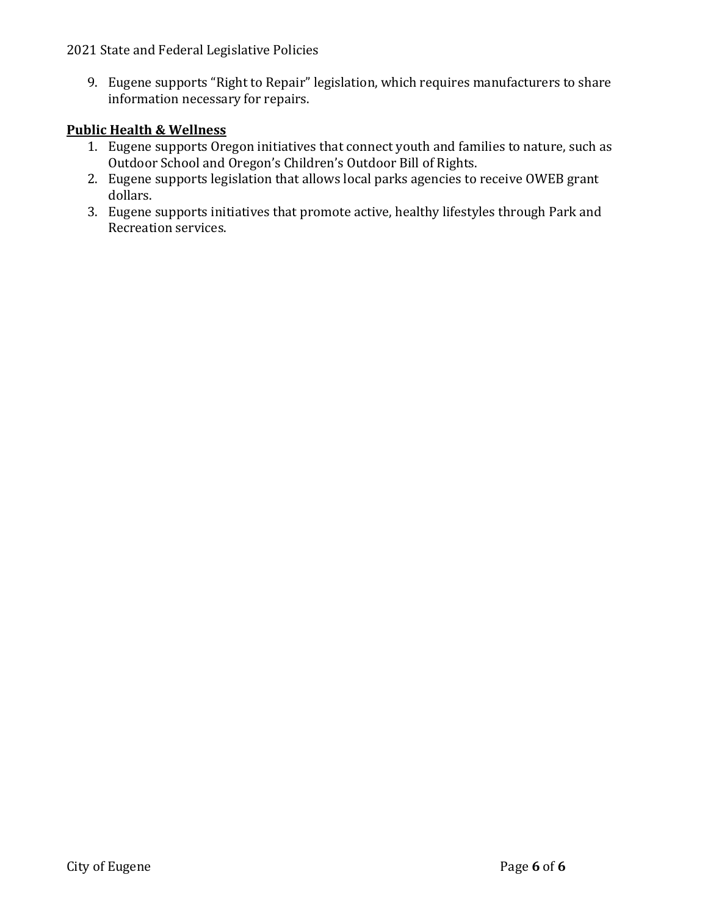9. Eugene supports “Right to Repair” legislation, which requires manufacturers to share information necessary for repairs.

**Public Health & Wellness**

1. Eugene supports Oregon initiatives that connect youth and families to nature, such as Outdoor School and Oregon’s Children’s Outdoor Bill of Rights.
2. Eugene supports legislation that allows local parks agencies to receive OWEB grant dollars.
3. Eugene supports initiatives that promote active, healthy lifestyles through Park and Recreation services.